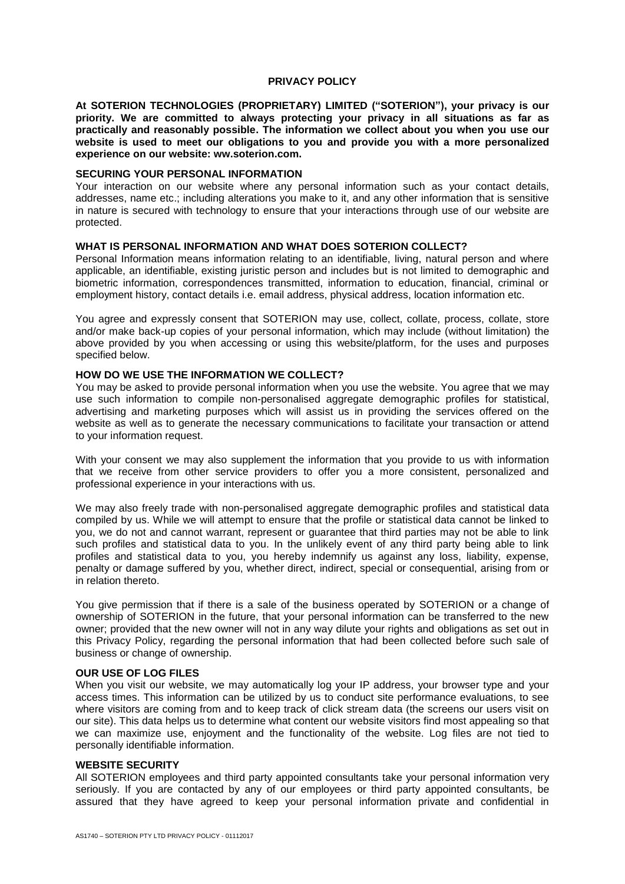# PRIVACY POLICY

**At SOTERION TECHNOLOGIES (PROPRIETARY) LIMITED ("SOTERION"), your privacy is our priority. We are committed to always protecting your privacy in all situations as far as practically and reasonably possible. The information we collect about you when you use our website is used to meet our obligations to you and provide you with a more personalized experience on our website: ww.soterion.com.**

## SECURING YOUR PERSONAL INFORMATION

Your interaction on our website where any personal information such as your contact details, addresses, name etc.; including alterations you make to it, and any other information that is sensitive in nature is secured with technology to ensure that your interactions through use of our website are protected.

## WHAT IS PERSONAL INFORMATION AND WHAT DOES SOTERION COLLECT?

Personal Information means information relating to an identifiable, living, natural person and where applicable, an identifiable, existing juristic person and includes but is not limited to demographic and biometric information, correspondences transmitted, information to education, financial, criminal or employment history, contact details i.e. email address, physical address, location information etc.

You agree and expressly consent that SOTERION may use, collect, collate, process, collate, store and/or make back-up copies of your personal information, which may include (without limitation) the above provided by you when accessing or using this website/platform, for the uses and purposes specified below.

## HOW DO WE USE THE INFORMATION WE COLLECT?

You may be asked to provide personal information when you use the website. You agree that we may use such information to compile non-personalised aggregate demographic profiles for statistical, advertising and marketing purposes which will assist us in providing the services offered on the website as well as to generate the necessary communications to facilitate your transaction or attend to your information request.

With your consent we may also supplement the information that you provide to us with information that we receive from other service providers to offer you a more consistent, personalized and professional experience in your interactions with us.

We may also freely trade with non-personalised aggregate demographic profiles and statistical data compiled by us. While we will attempt to ensure that the profile or statistical data cannot be linked to you, we do not and cannot warrant, represent or guarantee that third parties may not be able to link such profiles and statistical data to you. In the unlikely event of any third party being able to link profiles and statistical data to you, you hereby indemnify us against any loss, liability, expense, penalty or damage suffered by you, whether direct, indirect, special or consequential, arising from or in relation thereto.

You give permission that if there is a sale of the business operated by SOTERION or a change of ownership of SOTERION in the future, that your personal information can be transferred to the new owner; provided that the new owner will not in any way dilute your rights and obligations as set out in this Privacy Policy, regarding the personal information that had been collected before such sale of business or change of ownership.

## OUR USE OF LOG FILES

When you visit our website, we may automatically log your IP address, your browser type and your access times. This information can be utilized by us to conduct site performance evaluations, to see where visitors are coming from and to keep track of click stream data (the screens our users visit on our site). This data helps us to determine what content our website visitors find most appealing so that we can maximize use, enjoyment and the functionality of the website. Log files are not tied to personally identifiable information.

## WEBSITE SECURITY

All SOTERION employees and third party appointed consultants take your personal information very seriously. If you are contacted by any of our employees or third party appointed consultants, be assured that they have agreed to keep your personal information private and confidential in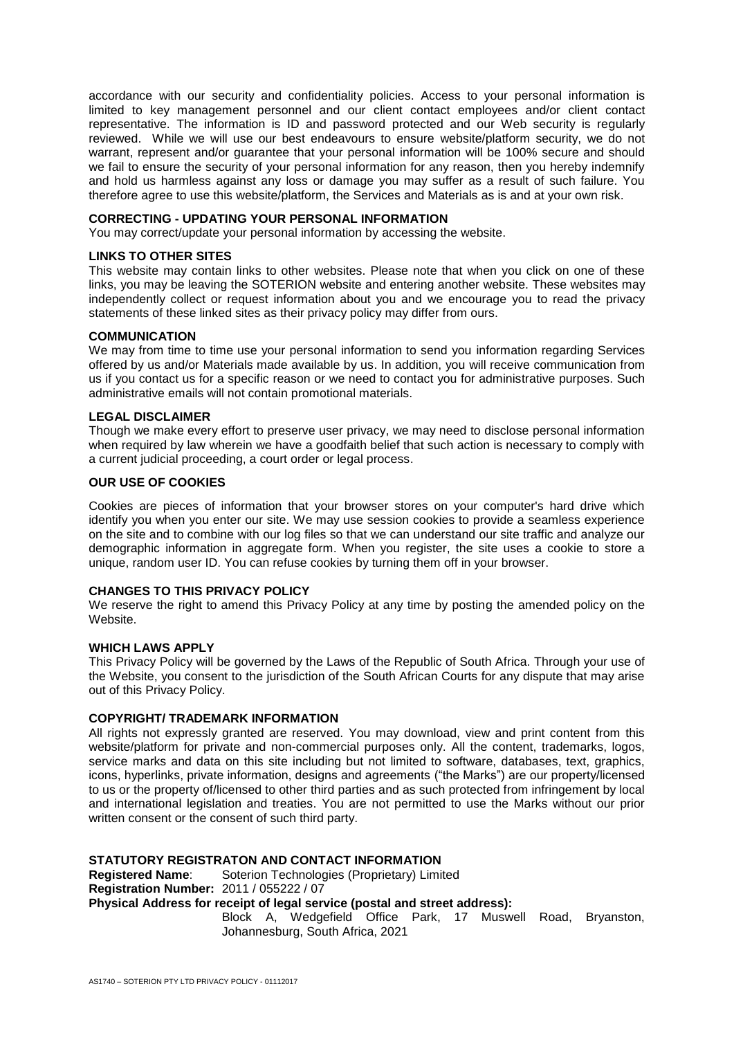accordance with our security and confidentiality policies. Access to your personal information is limited to key management personnel and our client contact employees and/or client contact representative. The information is ID and password protected and our Web security is regularly reviewed. While we will use our best endeavours to ensure website/platform security, we do not warrant, represent and/or guarantee that your personal information will be 100% secure and should we fail to ensure the security of your personal information for any reason, then you hereby indemnify and hold us harmless against any loss or damage you may suffer as a result of such failure. You therefore agree to use this website/platform, the Services and Materials as is and at your own risk.

**CORRECTING - UPDATING YOUR PERSONAL INFORMATION**

You may correct/update your personal information by accessing the website.

**LINKS TO OTHER SITES**

This website may contain links to other websites. Please note that when you click on one of these links, you may be leaving the SOTERION website and entering another website. These websites may independently collect or request information about you and we encourage you to read the privacy statements of these linked sites as their privacy policy may differ from ours.

**COMMUNICATION**

We may from time to time use your personal information to send you information regarding Services offered by us and/or Materials made available by us. In addition, you will receive communication from us if you contact us for a specific reason or we need to contact you for administrative purposes. Such administrative emails will not contain promotional materials.

**LEGAL DISCLAIMER**

Though we make every effort to preserve user privacy, we may need to disclose personal information when required by law wherein we have a goodfaith belief that such action is necessary to comply with a current judicial proceeding, a court order or legal process.

**OUR USE OF COOKIES**

Cookies are pieces of information that your browser stores on your computer's hard drive which identify you when you enter our site. We may use session cookies to provide a seamless experience on the site and to combine with our log files so that we can understand our site traffic and analyze our demographic information in aggregate form. When you register, the site uses a cookie to store a unique, random user ID. You can refuse cookies by turning them off in your browser.

**CHANGES TO THIS PRIVACY POLICY**

We reserve the right to amend this Privacy Policy at any time by posting the amended policy on the Website.

**WHICH LAWS APPLY**

This Privacy Policy will be governed by the Laws of the Republic of South Africa. Through your use of the Website, you consent to the jurisdiction of the South African Courts for any dispute that may arise out of this Privacy Policy.

**COPYRIGHT/ TRADEMARK INFORMATION**

All rights not expressly granted are reserved. You may download, view and print content from this website/platform for private and non-commercial purposes only. All the content, trademarks, logos, service marks and data on this site including but not limited to software, databases, text, graphics, icons, hyperlinks, private information, designs and agreements ("the Marks") are our property/licensed to us or the property of/licensed to other third parties and as such protected from infringement by local and international legislation and treaties. You are not permitted to use the Marks without our prior written consent or the consent of such third party.

**STATUTORY REGISTRATON AND CONTACT INFORMATION**

**Registered Name**: Soterion Technologies (Proprietary) Limited

**Registration Number:** 2011 / 055222 / 07

**Physical Address for receipt of legal service (postal and street address):**

Block A, Wedgefield Office Park, 17 Muswell Road, Bryanston, Johannesburg, South Africa, 2021

AS1740 – SOTERION PTY LTD PRIVACY POLICY - 01112017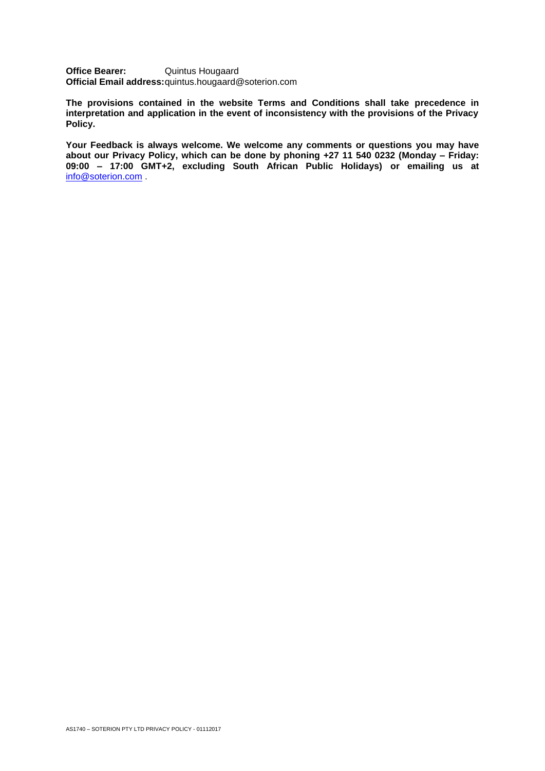**Office Bearer:** Quintus Hougaard
**Official Email address:** quintus.hougaard@soterion.com

**The provisions contained in the website Terms and Conditions shall take precedence in interpretation and application in the event of inconsistency with the provisions of the Privacy Policy.**

**Your Feedback is always welcome. We welcome any comments or questions you may have about our Privacy Policy, which can be done by phoning +27 11 540 0232 (Monday – Friday: 09:00 – 17:00 GMT+2, excluding South African Public Holidays) or emailing us at** [info@soterion.com](mailto:info@soterion.com) .